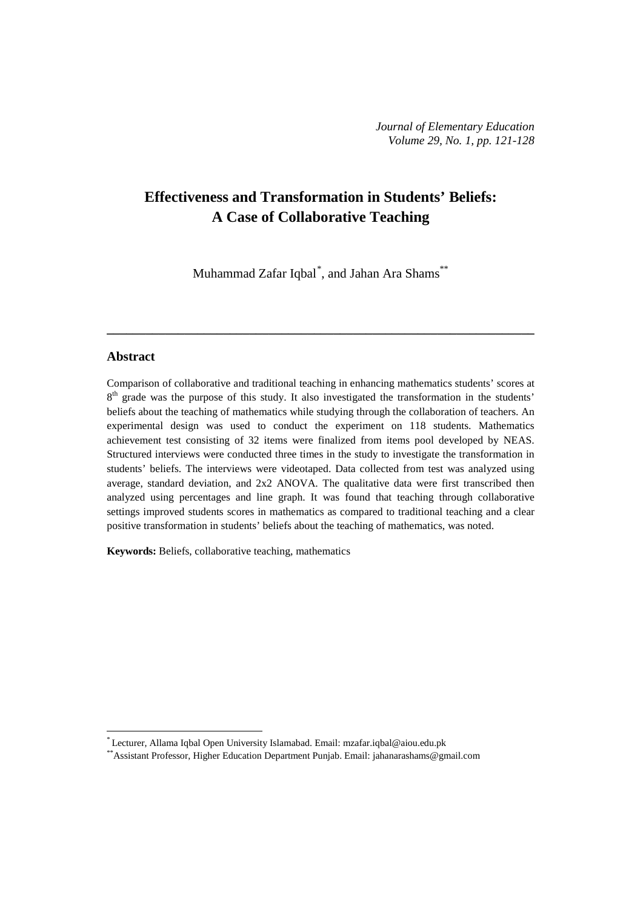# Effectiveness and Transformation in Students' Beliefs: A Case of Collaborative Teaching

Muhammad Zafar Iqbal[*], and Jahan Ara Shams[**]

---

## Abstract

Comparison of collaborative and traditional teaching in enhancing mathematics students' scores at 8th grade was the purpose of this study. It also investigated the transformation in the students' beliefs about the teaching of mathematics while studying through the collaboration of teachers. An experimental design was used to conduct the experiment on 118 students. Mathematics achievement test consisting of 32 items were finalized from items pool developed by NEAS. Structured interviews were conducted three times in the study to investigate the transformation in students' beliefs. The interviews were videotaped. Data collected from test was analyzed using average, standard deviation, and 2x2 ANOVA. The qualitative data were first transcribed then analyzed using percentages and line graph. It was found that teaching through collaborative settings improved students scores in mathematics as compared to traditional teaching and a clear positive transformation in students' beliefs about the teaching of mathematics, was noted.

**Keywords:** Beliefs, collaborative teaching, mathematics

---

[*] Lecturer, Allama Iqbal Open University Islamabad. Email: mzafar.iqbal@aiou.edu.pk

[**] Assistant Professor, Higher Education Department Punjab. Email: jahanarashams@gmail.com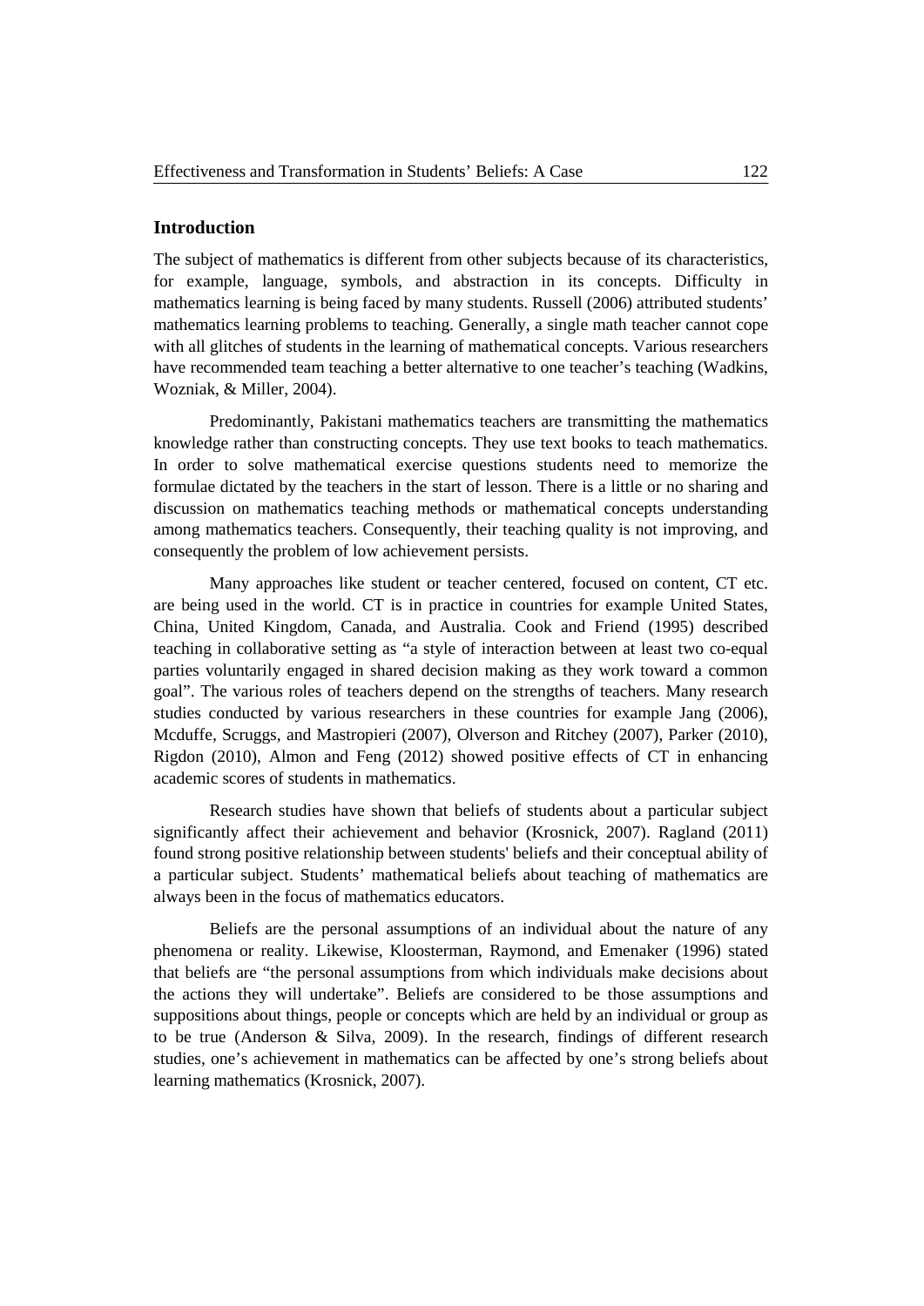## Introduction

The subject of mathematics is different from other subjects because of its characteristics, for example, language, symbols, and abstraction in its concepts. Difficulty in mathematics learning is being faced by many students. Russell (2006) attributed students' mathematics learning problems to teaching. Generally, a single math teacher cannot cope with all glitches of students in the learning of mathematical concepts. Various researchers have recommended team teaching a better alternative to one teacher's teaching (Wadkins, Wozniak, & Miller, 2004).

Predominantly, Pakistani mathematics teachers are transmitting the mathematics knowledge rather than constructing concepts. They use text books to teach mathematics. In order to solve mathematical exercise questions students need to memorize the formulae dictated by the teachers in the start of lesson. There is a little or no sharing and discussion on mathematics teaching methods or mathematical concepts understanding among mathematics teachers. Consequently, their teaching quality is not improving, and consequently the problem of low achievement persists.

Many approaches like student or teacher centered, focused on content, CT etc. are being used in the world. CT is in practice in countries for example United States, China, United Kingdom, Canada, and Australia. Cook and Friend (1995) described teaching in collaborative setting as "a style of interaction between at least two co-equal parties voluntarily engaged in shared decision making as they work toward a common goal". The various roles of teachers depend on the strengths of teachers. Many research studies conducted by various researchers in these countries for example Jang (2006), Mcduffe, Scruggs, and Mastropieri (2007), Olverson and Ritchey (2007), Parker (2010), Rigdon (2010), Almon and Feng (2012) showed positive effects of CT in enhancing academic scores of students in mathematics.

Research studies have shown that beliefs of students about a particular subject significantly affect their achievement and behavior (Krosnick, 2007). Ragland (2011) found strong positive relationship between students' beliefs and their conceptual ability of a particular subject. Students' mathematical beliefs about teaching of mathematics are always been in the focus of mathematics educators.

Beliefs are the personal assumptions of an individual about the nature of any phenomena or reality. Likewise, Kloosterman, Raymond, and Emenaker (1996) stated that beliefs are "the personal assumptions from which individuals make decisions about the actions they will undertake". Beliefs are considered to be those assumptions and suppositions about things, people or concepts which are held by an individual or group as to be true (Anderson & Silva, 2009). In the research, findings of different research studies, one's achievement in mathematics can be affected by one's strong beliefs about learning mathematics (Krosnick, 2007).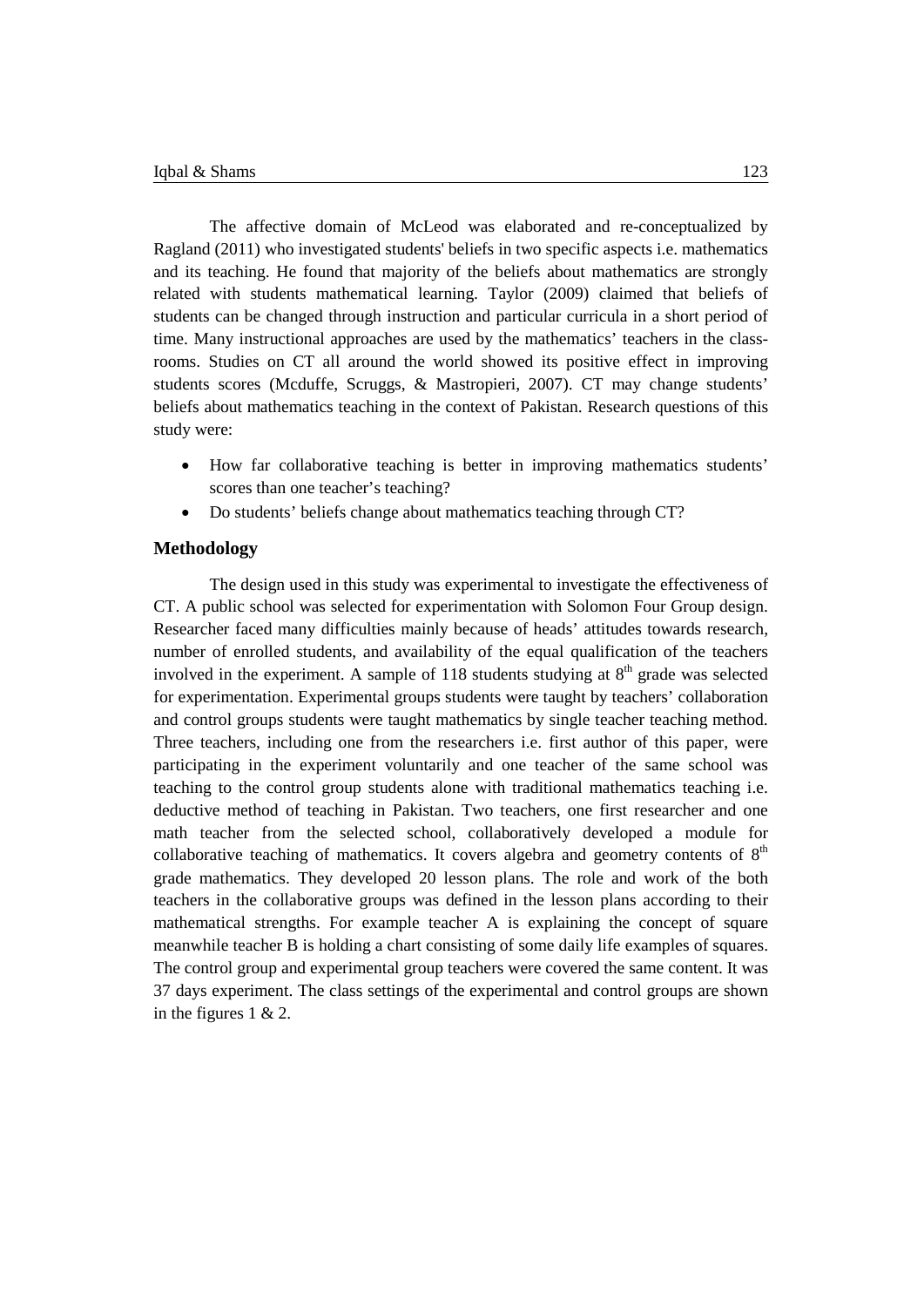The affective domain of McLeod was elaborated and re-conceptualized by Ragland (2011) who investigated students' beliefs in two specific aspects i.e. mathematics and its teaching. He found that majority of the beliefs about mathematics are strongly related with students mathematical learning. Taylor (2009) claimed that beliefs of students can be changed through instruction and particular curricula in a short period of time. Many instructional approaches are used by the mathematics' teachers in the class-rooms. Studies on CT all around the world showed its positive effect in improving students scores (Mcduffe, Scruggs, & Mastropieri, 2007). CT may change students' beliefs about mathematics teaching in the context of Pakistan. Research questions of this study were:

- How far collaborative teaching is better in improving mathematics students' scores than one teacher's teaching?
- Do students' beliefs change about mathematics teaching through CT?

## Methodology

The design used in this study was experimental to investigate the effectiveness of CT. A public school was selected for experimentation with Solomon Four Group design. Researcher faced many difficulties mainly because of heads' attitudes towards research, number of enrolled students, and availability of the equal qualification of the teachers involved in the experiment. A sample of 118 students studying at 8th grade was selected for experimentation. Experimental groups students were taught by teachers' collaboration and control groups students were taught mathematics by single teacher teaching method. Three teachers, including one from the researchers i.e. first author of this paper, were participating in the experiment voluntarily and one teacher of the same school was teaching to the control group students alone with traditional mathematics teaching i.e. deductive method of teaching in Pakistan. Two teachers, one first researcher and one math teacher from the selected school, collaboratively developed a module for collaborative teaching of mathematics. It covers algebra and geometry contents of 8th grade mathematics. They developed 20 lesson plans. The role and work of the both teachers in the collaborative groups was defined in the lesson plans according to their mathematical strengths. For example teacher A is explaining the concept of square meanwhile teacher B is holding a chart consisting of some daily life examples of squares. The control group and experimental group teachers were covered the same content. It was 37 days experiment. The class settings of the experimental and control groups are shown in the figures 1 & 2.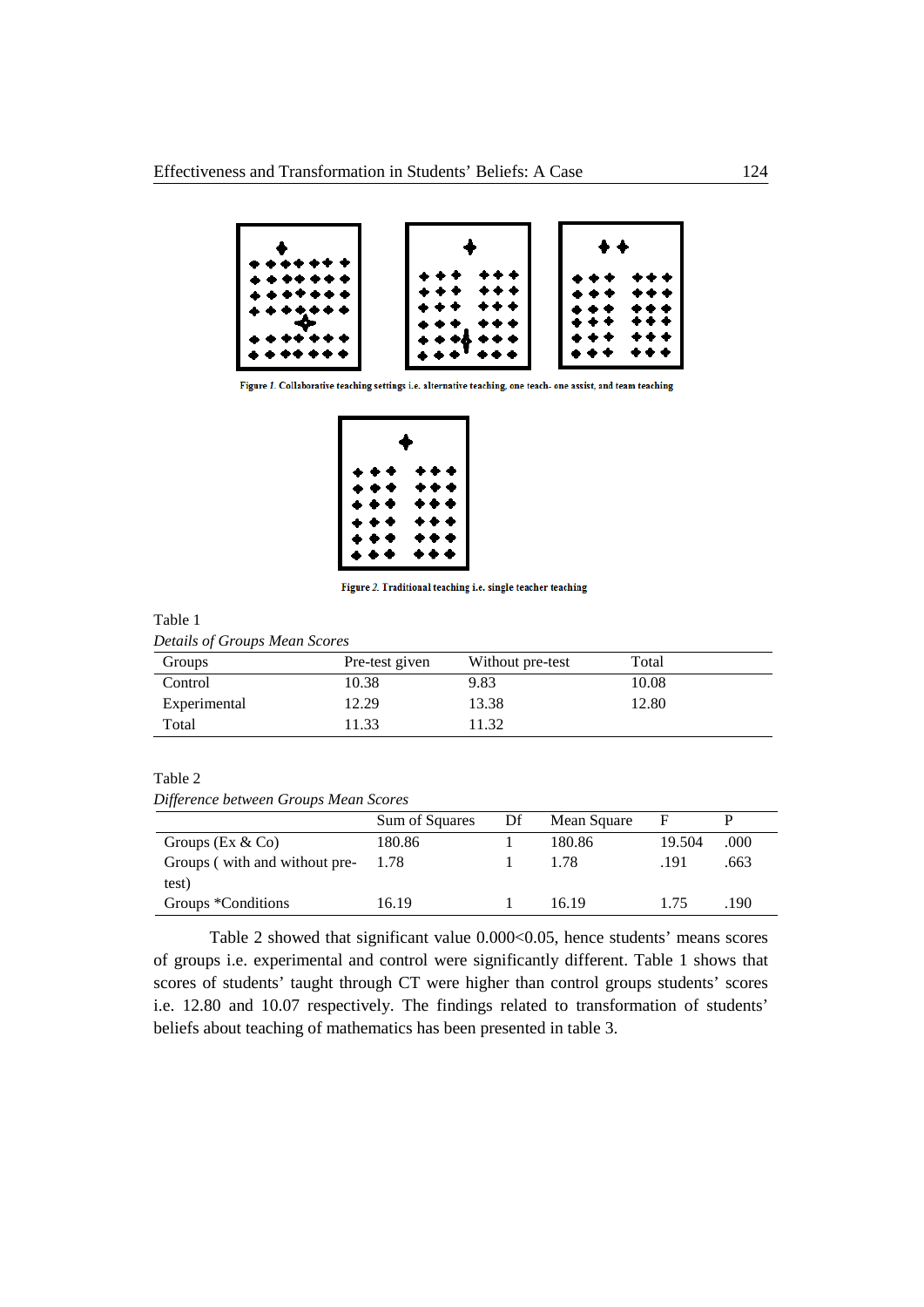Figure 1. Collaborative teaching settings i.e. alternative teaching, one teach- one assist, and team teaching

Figure 2. Traditional teaching i.e. single teacher teaching

Table 1

*Details of Groups Mean Scores*

| Groups | Pre-test given | Without pre-test | Total |
|---|---|---|---|
| Control | 10.38 | 9.83 | 10.08 |
| Experimental | 12.29 | 13.38 | 12.80 |
| Total | 11.33 | 11.32 | |

Table 2

*Difference between Groups Mean Scores*

| | Sum of Squares | Df | Mean Square | F | P |
|---|---|---|---|---|---|
| Groups (Ex & Co) | 180.86 | 1 | 180.86 | 19.504 | .000 |
| Groups ( with and without pre-test) | 1.78 | 1 | 1.78 | .191 | .663 |
| Groups *Conditions | 16.19 | 1 | 16.19 | 1.75 | .190 |

Table 2 showed that significant value 0.000<0.05, hence students' means scores of groups i.e. experimental and control were significantly different. Table 1 shows that scores of students' taught through CT were higher than control groups students' scores i.e. 12.80 and 10.07 respectively. The findings related to transformation of students' beliefs about teaching of mathematics has been presented in table 3.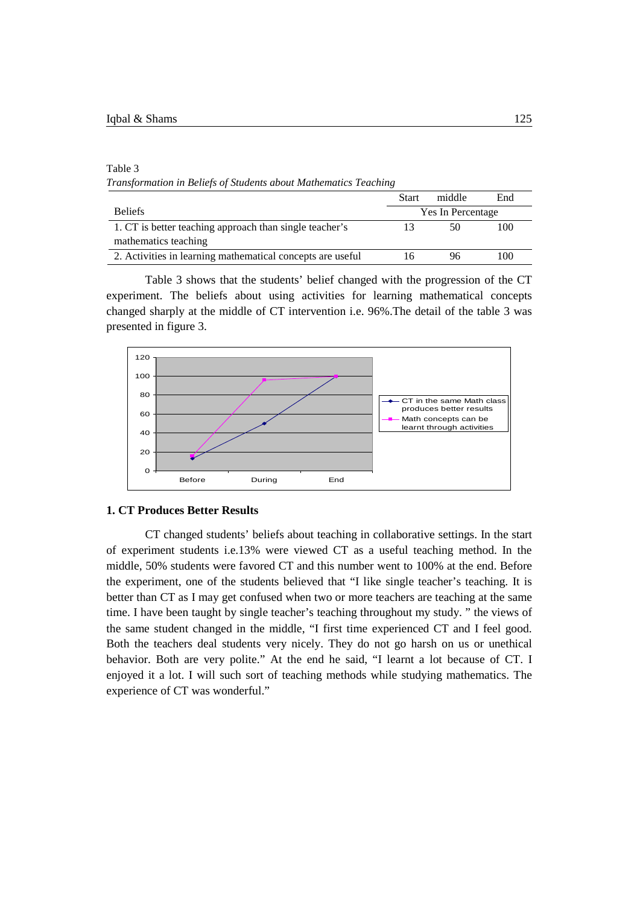Table 3

*Transformation in Beliefs of Students about Mathematics Teaching*

| | Start | middle | End |
|---|---|---|---|
| Beliefs | Yes In Percentage | | |
| 1. CT is better teaching approach than single teacher's mathematics teaching | 13 | 50 | 100 |
| 2. Activities in learning mathematical concepts are useful | 16 | 96 | 100 |

Table 3 shows that the students' belief changed with the progression of the CT experiment. The beliefs about using activities for learning mathematical concepts changed sharply at the middle of CT intervention i.e. 96%.The detail of the table 3 was presented in figure 3.

### 1. CT Produces Better Results

CT changed students' beliefs about teaching in collaborative settings. In the start of experiment students i.e.13% were viewed CT as a useful teaching method. In the middle, 50% students were favored CT and this number went to 100% at the end. Before the experiment, one of the students believed that "I like single teacher's teaching. It is better than CT as I may get confused when two or more teachers are teaching at the same time. I have been taught by single teacher's teaching throughout my study. " the views of the same student changed in the middle, "I first time experienced CT and I feel good. Both the teachers deal students very nicely. They do not go harsh on us or unethical behavior. Both are very polite." At the end he said, "I learnt a lot because of CT. I enjoyed it a lot. I will such sort of teaching methods while studying mathematics. The experience of CT was wonderful."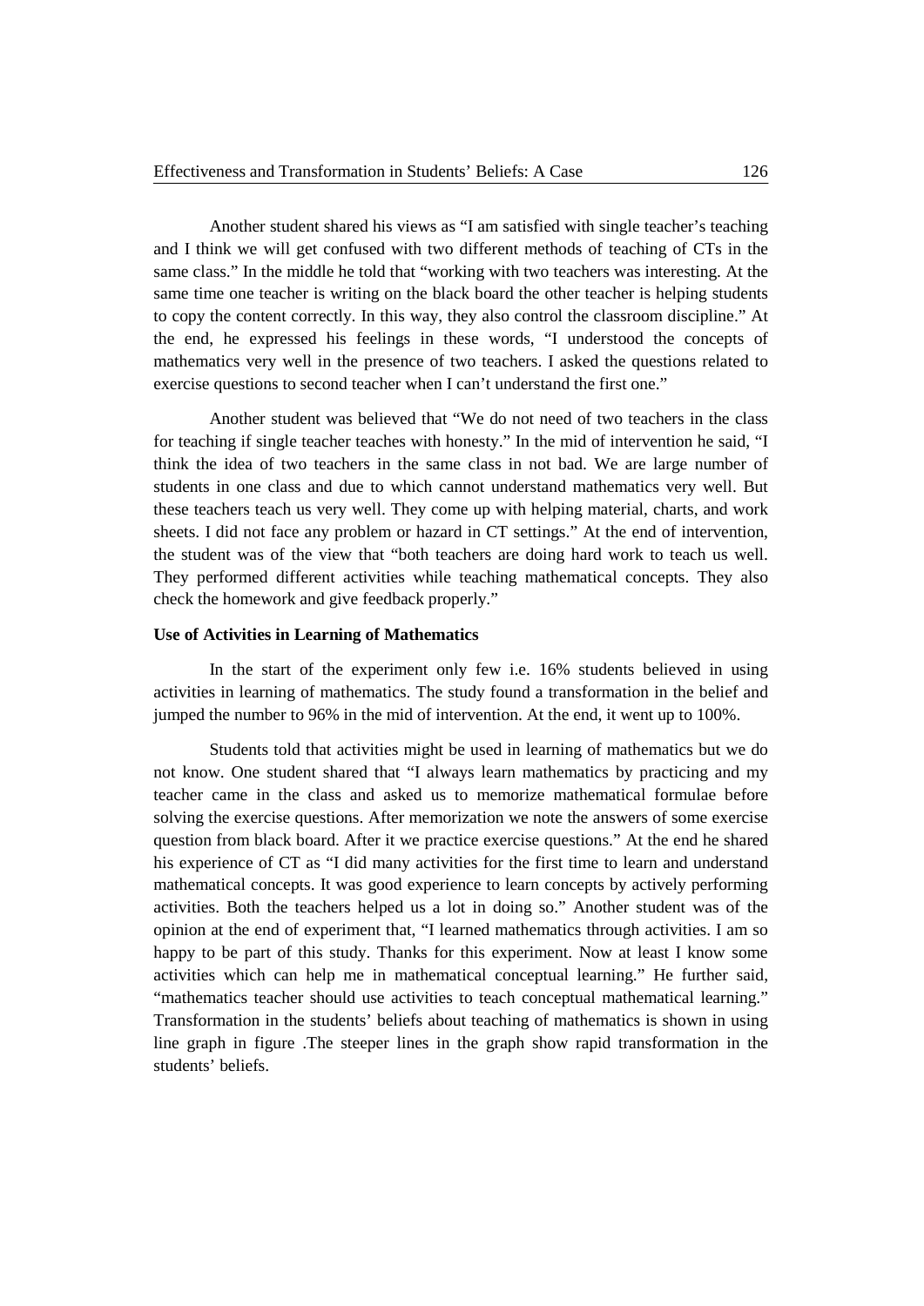Another student shared his views as "I am satisfied with single teacher's teaching and I think we will get confused with two different methods of teaching of CTs in the same class." In the middle he told that "working with two teachers was interesting. At the same time one teacher is writing on the black board the other teacher is helping students to copy the content correctly. In this way, they also control the classroom discipline." At the end, he expressed his feelings in these words, "I understood the concepts of mathematics very well in the presence of two teachers. I asked the questions related to exercise questions to second teacher when I can't understand the first one."

Another student was believed that "We do not need of two teachers in the class for teaching if single teacher teaches with honesty." In the mid of intervention he said, "I think the idea of two teachers in the same class in not bad. We are large number of students in one class and due to which cannot understand mathematics very well. But these teachers teach us very well. They come up with helping material, charts, and work sheets. I did not face any problem or hazard in CT settings." At the end of intervention, the student was of the view that "both teachers are doing hard work to teach us well. They performed different activities while teaching mathematical concepts. They also check the homework and give feedback properly."

**Use of Activities in Learning of Mathematics**

In the start of the experiment only few i.e. 16% students believed in using activities in learning of mathematics. The study found a transformation in the belief and jumped the number to 96% in the mid of intervention. At the end, it went up to 100%.

Students told that activities might be used in learning of mathematics but we do not know. One student shared that "I always learn mathematics by practicing and my teacher came in the class and asked us to memorize mathematical formulae before solving the exercise questions. After memorization we note the answers of some exercise question from black board. After it we practice exercise questions." At the end he shared his experience of CT as "I did many activities for the first time to learn and understand mathematical concepts. It was good experience to learn concepts by actively performing activities. Both the teachers helped us a lot in doing so." Another student was of the opinion at the end of experiment that, "I learned mathematics through activities. I am so happy to be part of this study. Thanks for this experiment. Now at least I know some activities which can help me in mathematical conceptual learning." He further said, "mathematics teacher should use activities to teach conceptual mathematical learning." Transformation in the students' beliefs about teaching of mathematics is shown in using line graph in figure .The steeper lines in the graph show rapid transformation in the students' beliefs.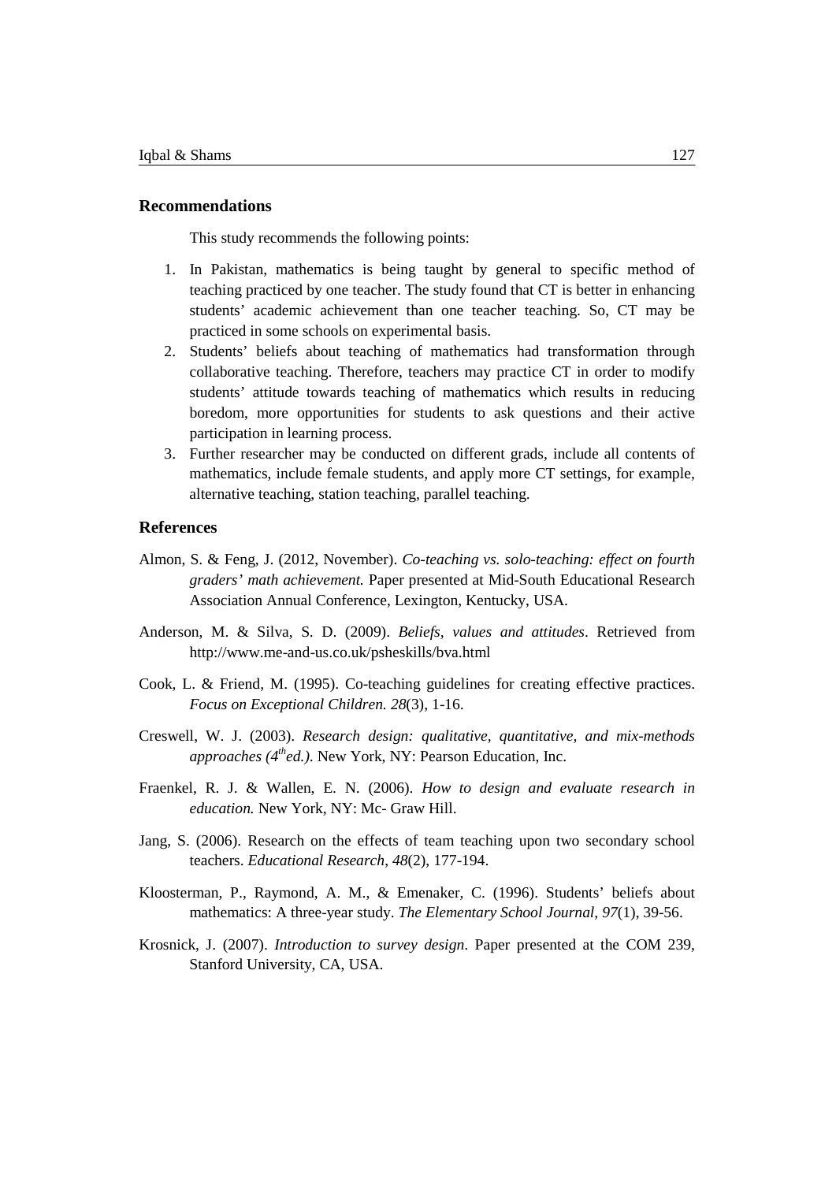## Recommendations

This study recommends the following points:

1. In Pakistan, mathematics is being taught by general to specific method of teaching practiced by one teacher. The study found that CT is better in enhancing students' academic achievement than one teacher teaching. So, CT may be practiced in some schools on experimental basis.
2. Students' beliefs about teaching of mathematics had transformation through collaborative teaching. Therefore, teachers may practice CT in order to modify students' attitude towards teaching of mathematics which results in reducing boredom, more opportunities for students to ask questions and their active participation in learning process.
3. Further researcher may be conducted on different grads, include all contents of mathematics, include female students, and apply more CT settings, for example, alternative teaching, station teaching, parallel teaching.

## References

Almon, S. & Feng, J. (2012, November). *Co-teaching vs. solo-teaching: effect on fourth graders' math achievement.* Paper presented at Mid-South Educational Research Association Annual Conference, Lexington, Kentucky, USA.

Anderson, M. & Silva, S. D. (2009). *Beliefs, values and attitudes*. Retrieved from http://www.me-and-us.co.uk/psheskills/bva.html

Cook, L. & Friend, M. (1995). Co-teaching guidelines for creating effective practices. *Focus on Exceptional Children. 28*(3), 1-16.

Creswell, W. J. (2003). *Research design: qualitative, quantitative, and mix-methods approaches (4th ed.)*. New York, NY: Pearson Education, Inc.

Fraenkel, R. J. & Wallen, E. N. (2006). *How to design and evaluate research in education.* New York, NY: Mc- Graw Hill.

Jang, S. (2006). Research on the effects of team teaching upon two secondary school teachers. *Educational Research, 48*(2), 177-194.

Kloosterman, P., Raymond, A. M., & Emenaker, C. (1996). Students' beliefs about mathematics: A three-year study. *The Elementary School Journal, 97*(1), 39-56.

Krosnick, J. (2007). *Introduction to survey design*. Paper presented at the COM 239, Stanford University, CA, USA.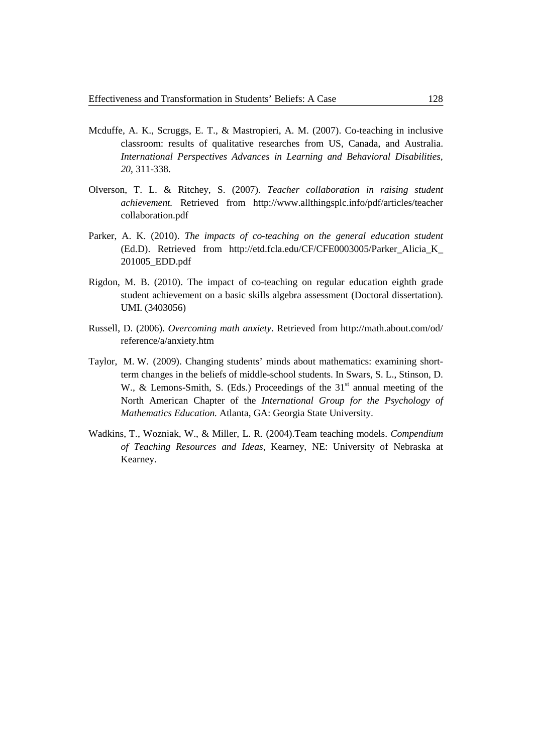Mcduffe, A. K., Scruggs, E. T., & Mastropieri, A. M. (2007). Co-teaching in inclusive classroom: results of qualitative researches from US, Canada, and Australia. *International Perspectives Advances in Learning and Behavioral Disabilities, 20*, 311-338.

Olverson, T. L. & Ritchey, S. (2007). *Teacher collaboration in raising student achievement.* Retrieved from http://www.allthingsplc.info/pdf/articles/teacher collaboration.pdf

Parker, A. K. (2010). *The impacts of co-teaching on the general education student* (Ed.D). Retrieved from http://etd.fcla.edu/CF/CFE0003005/Parker_Alicia_K_201005_EDD.pdf

Rigdon, M. B. (2010). The impact of co-teaching on regular education eighth grade student achievement on a basic skills algebra assessment (Doctoral dissertation). UMI. (3403056)

Russell, D. (2006). *Overcoming math anxiety*. Retrieved from http://math.about.com/od/reference/a/anxiety.htm

Taylor, M. W. (2009). Changing students' minds about mathematics: examining short-term changes in the beliefs of middle-school students. In Swars, S. L., Stinson, D. W., & Lemons-Smith, S. (Eds.) Proceedings of the 31st annual meeting of the North American Chapter of the *International Group for the Psychology of Mathematics Education.* Atlanta, GA: Georgia State University.

Wadkins, T., Wozniak, W., & Miller, L. R. (2004).Team teaching models. *Compendium of Teaching Resources and Ideas*, Kearney, NE: University of Nebraska at Kearney.